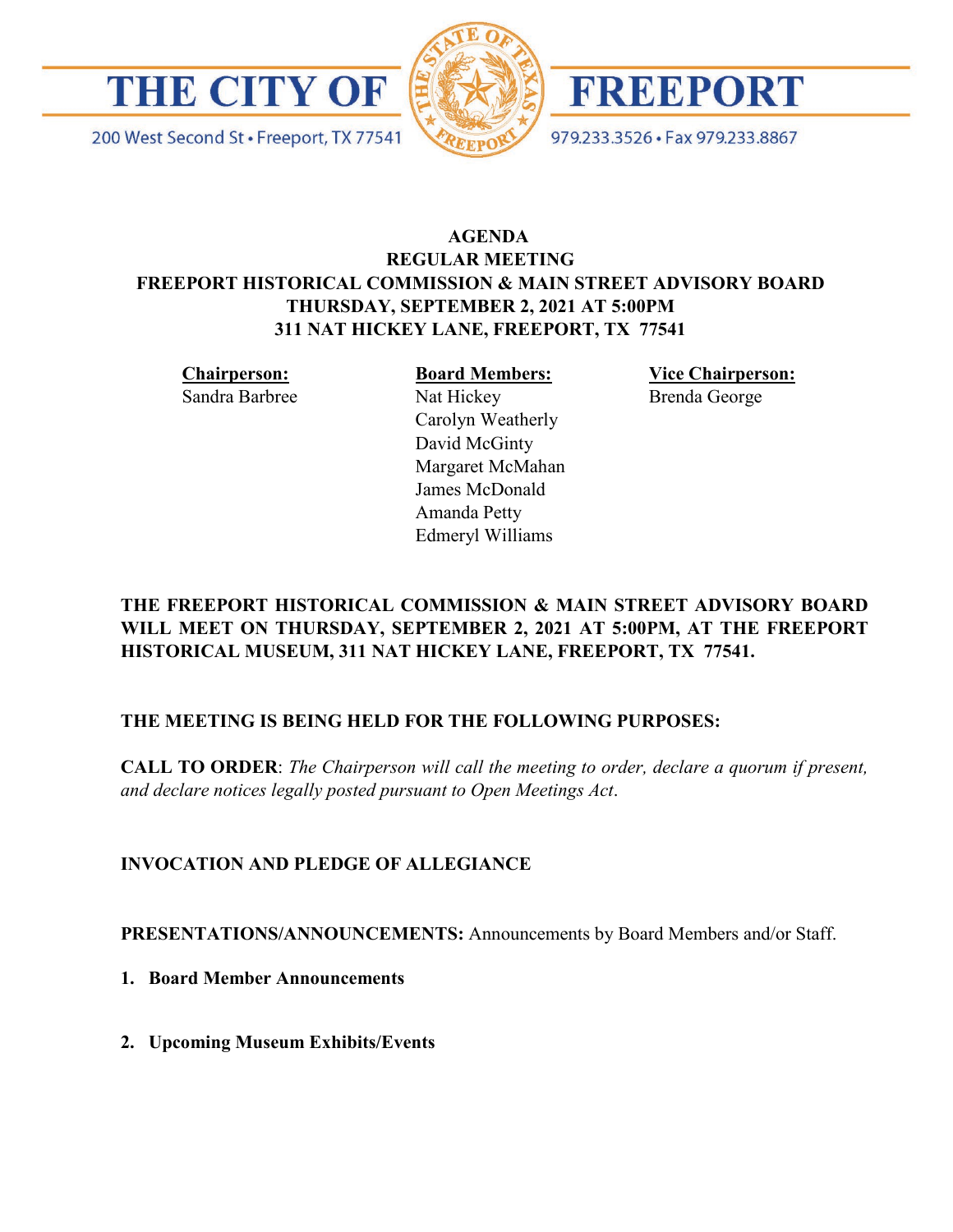THE CITY OF FREEPORT

200 West Second St • Freeport, TX 77541

979.233.3526 • Fax 979.233.8867

# AGENDA
## REGULAR MEETING
## FREEPORT HISTORICAL COMMISSION & MAIN STREET ADVISORY BOARD
## THURSDAY, SEPTEMBER 2, 2021 AT 5:00PM
## 311 NAT HICKEY LANE, FREEPORT, TX 77541

**Chairperson:**
Sandra Barbree

**Board Members:**
Nat Hickey
Carolyn Weatherly
David McGinty
Margaret McMahan
James McDonald
Amanda Petty
Edmeryl Williams

**Vice Chairperson:**
Brenda George

**THE FREEPORT HISTORICAL COMMISSION & MAIN STREET ADVISORY BOARD WILL MEET ON THURSDAY, SEPTEMBER 2, 2021 AT 5:00PM, AT THE FREEPORT HISTORICAL MUSEUM, 311 NAT HICKEY LANE, FREEPORT, TX 77541.**

**THE MEETING IS BEING HELD FOR THE FOLLOWING PURPOSES:**

**CALL TO ORDER**: *The Chairperson will call the meeting to order, declare a quorum if present, and declare notices legally posted pursuant to Open Meetings Act*.

**INVOCATION AND PLEDGE OF ALLEGIANCE**

**PRESENTATIONS/ANNOUNCEMENTS:** Announcements by Board Members and/or Staff.

1. **Board Member Announcements**

2. **Upcoming Museum Exhibits/Events**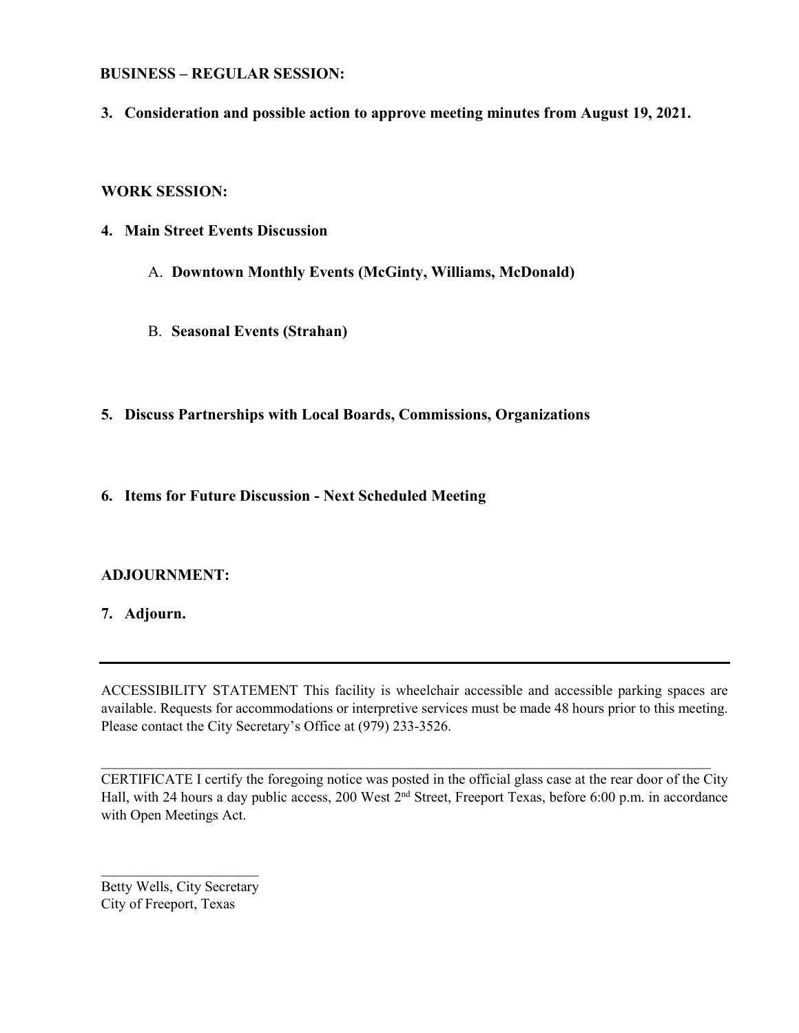**BUSINESS – REGULAR SESSION:**

**3. Consideration and possible action to approve meeting minutes from August 19, 2021.**

**WORK SESSION:**

**4. Main Street Events Discussion**

   A. **Downtown Monthly Events (McGinty, Williams, McDonald)**

   B. **Seasonal Events (Strahan)**

**5. Discuss Partnerships with Local Boards, Commissions, Organizations**

**6. Items for Future Discussion - Next Scheduled Meeting**

**ADJOURNMENT:**

**7. Adjourn.**

---

ACCESSIBILITY STATEMENT This facility is wheelchair accessible and accessible parking spaces are available. Requests for accommodations or interpretive services must be made 48 hours prior to this meeting. Please contact the City Secretary's Office at (979) 233-3526.

---

CERTIFICATE I certify the foregoing notice was posted in the official glass case at the rear door of the City Hall, with 24 hours a day public access, 200 West 2nd Street, Freeport Texas, before 6:00 p.m. in accordance with Open Meetings Act.

\_\_\_\_\_\_\_\_\_\_\_\_\_\_\_\_\_\_\_\_\_\_

Betty Wells, City Secretary
City of Freeport, Texas